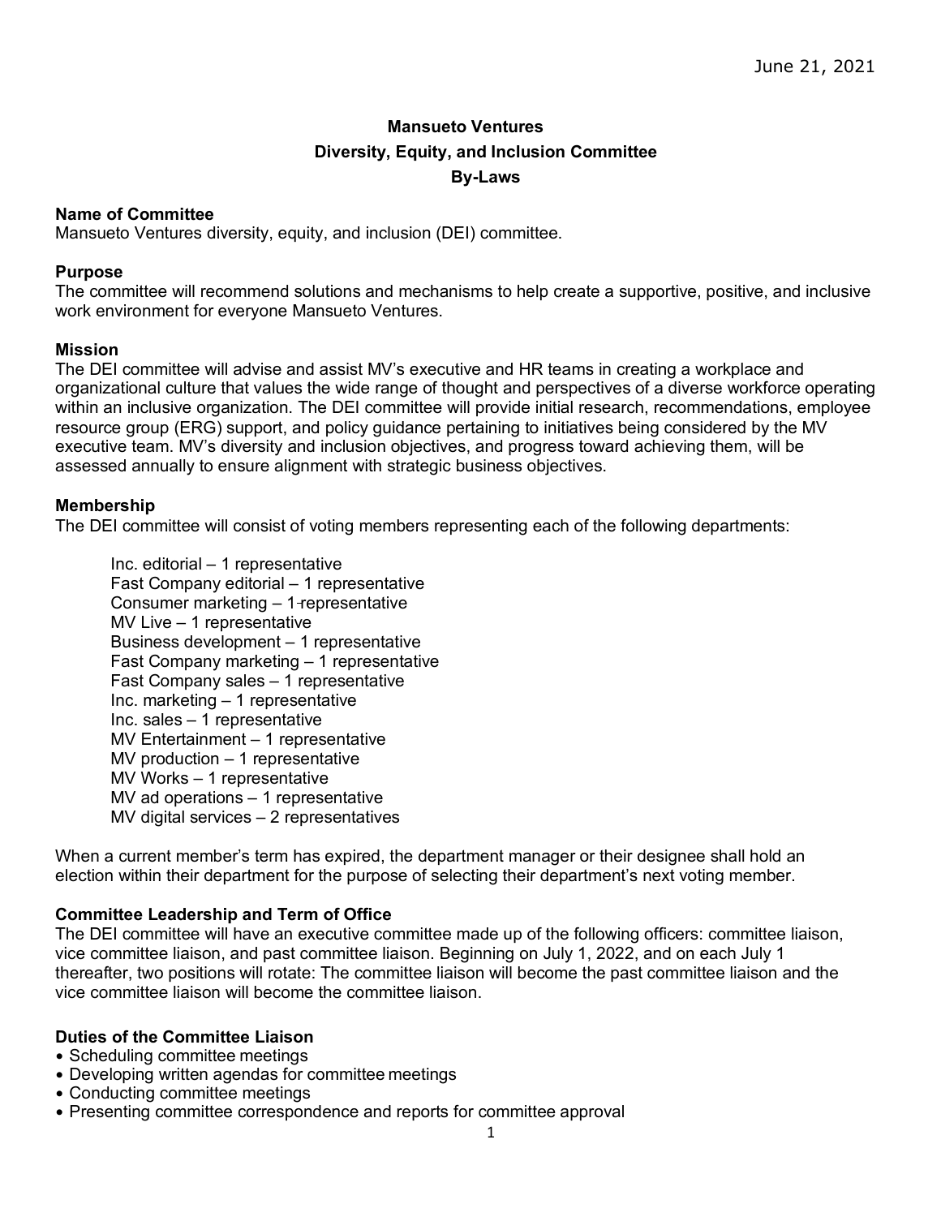June 21, 2021

**Mansueto Ventures**

**Diversity, Equity, and Inclusion Committee**

**By-Laws**

**Name of Committee**

Mansueto Ventures diversity, equity, and inclusion (DEI) committee.

**Purpose**

The committee will recommend solutions and mechanisms to help create a supportive, positive, and inclusive work environment for everyone Mansueto Ventures.

**Mission**

The DEI committee will advise and assist MV's executive and HR teams in creating a workplace and organizational culture that values the wide range of thought and perspectives of a diverse workforce operating within an inclusive organization. The DEI committee will provide initial research, recommendations, employee resource group (ERG) support, and policy guidance pertaining to initiatives being considered by the MV executive team. MV's diversity and inclusion objectives, and progress toward achieving them, will be assessed annually to ensure alignment with strategic business objectives.

**Membership**

The DEI committee will consist of voting members representing each of the following departments:

Inc. editorial – 1 representative
Fast Company editorial – 1 representative
Consumer marketing – 1 representative
MV Live – 1 representative
Business development – 1 representative
Fast Company marketing – 1 representative
Fast Company sales – 1 representative
Inc. marketing – 1 representative
Inc. sales – 1 representative
MV Entertainment – 1 representative
MV production – 1 representative
MV Works – 1 representative
MV ad operations – 1 representative
MV digital services – 2 representatives

When a current member's term has expired, the department manager or their designee shall hold an election within their department for the purpose of selecting their department's next voting member.

**Committee Leadership and Term of Office**

The DEI committee will have an executive committee made up of the following officers: committee liaison, vice committee liaison, and past committee liaison. Beginning on July 1, 2022, and on each July 1 thereafter, two positions will rotate: The committee liaison will become the past committee liaison and the vice committee liaison will become the committee liaison.

**Duties of the Committee Liaison**

- Scheduling committee meetings
- Developing written agendas for committee meetings
- Conducting committee meetings
- Presenting committee correspondence and reports for committee approval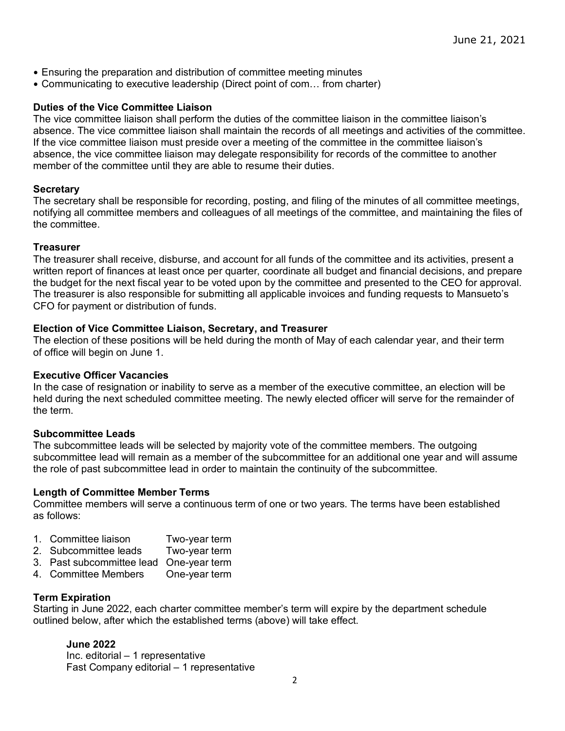- Ensuring the preparation and distribution of committee meeting minutes
- Communicating to executive leadership (Direct point of com… from charter)

**Duties of the Vice Committee Liaison**
The vice committee liaison shall perform the duties of the committee liaison in the committee liaison's absence. The vice committee liaison shall maintain the records of all meetings and activities of the committee. If the vice committee liaison must preside over a meeting of the committee in the committee liaison's absence, the vice committee liaison may delegate responsibility for records of the committee to another member of the committee until they are able to resume their duties.

**Secretary**
The secretary shall be responsible for recording, posting, and filing of the minutes of all committee meetings, notifying all committee members and colleagues of all meetings of the committee, and maintaining the files of the committee.

**Treasurer**
The treasurer shall receive, disburse, and account for all funds of the committee and its activities, present a written report of finances at least once per quarter, coordinate all budget and financial decisions, and prepare the budget for the next fiscal year to be voted upon by the committee and presented to the CEO for approval. The treasurer is also responsible for submitting all applicable invoices and funding requests to Mansueto's CFO for payment or distribution of funds.

**Election of Vice Committee Liaison, Secretary, and Treasurer**
The election of these positions will be held during the month of May of each calendar year, and their term of office will begin on June 1.

**Executive Officer Vacancies**
In the case of resignation or inability to serve as a member of the executive committee, an election will be held during the next scheduled committee meeting. The newly elected officer will serve for the remainder of the term.

**Subcommittee Leads**
The subcommittee leads will be selected by majority vote of the committee members. The outgoing subcommittee lead will remain as a member of the subcommittee for an additional one year and will assume the role of past subcommittee lead in order to maintain the continuity of the subcommittee.

**Length of Committee Member Terms**
Committee members will serve a continuous term of one or two years. The terms have been established as follows:

1. Committee liaison — Two-year term
2. Subcommittee leads — Two-year term
3. Past subcommittee lead — One-year term
4. Committee Members — One-year term

**Term Expiration**
Starting in June 2022, each charter committee member's term will expire by the department schedule outlined below, after which the established terms (above) will take effect.

**June 2022**
Inc. editorial – 1 representative
Fast Company editorial – 1 representative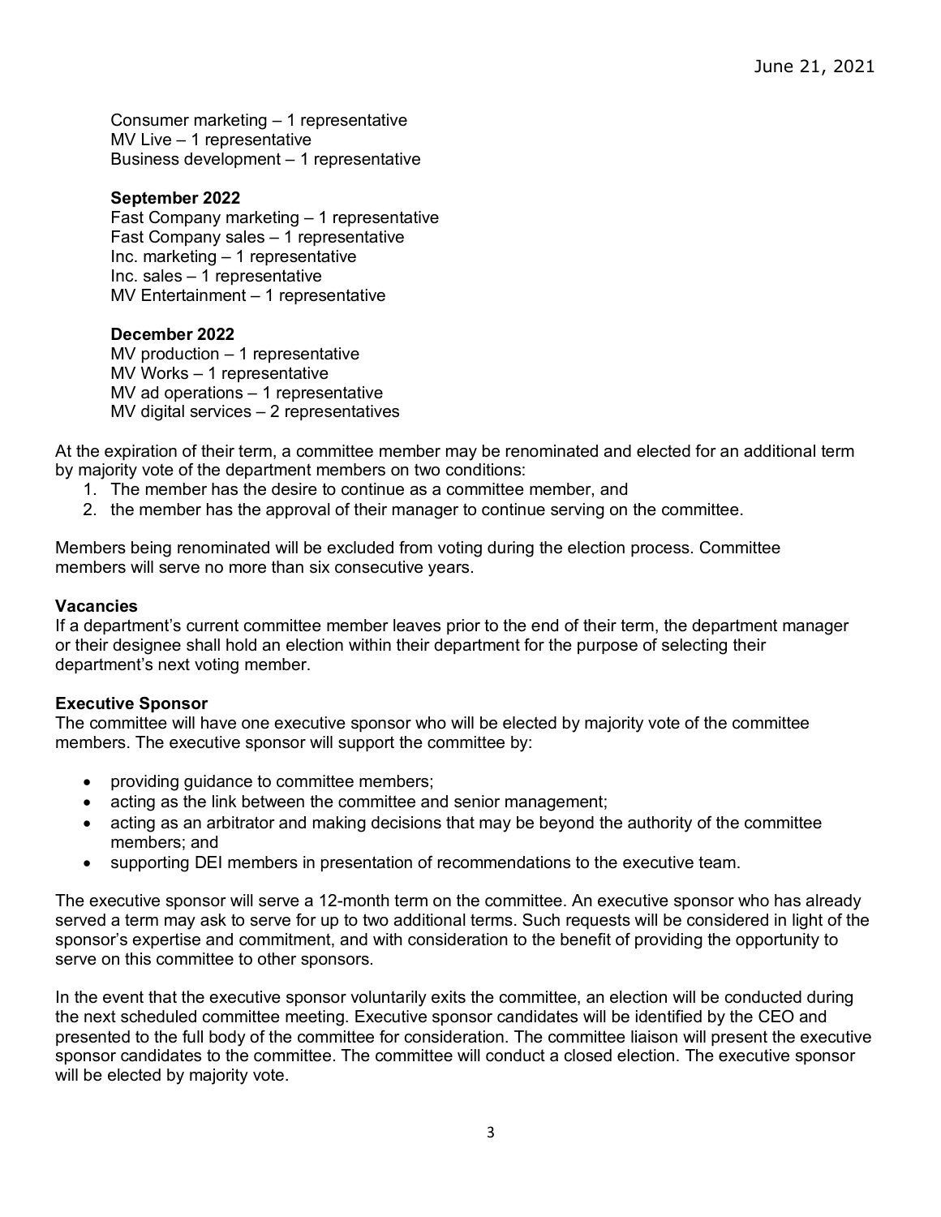Consumer marketing – 1 representative
MV Live – 1 representative
Business development – 1 representative

**September 2022**
Fast Company marketing – 1 representative
Fast Company sales – 1 representative
Inc. marketing – 1 representative
Inc. sales – 1 representative
MV Entertainment – 1 representative

**December 2022**
MV production – 1 representative
MV Works – 1 representative
MV ad operations – 1 representative
MV digital services – 2 representatives

At the expiration of their term, a committee member may be renominated and elected for an additional term by majority vote of the department members on two conditions:

1. The member has the desire to continue as a committee member, and
2. the member has the approval of their manager to continue serving on the committee.

Members being renominated will be excluded from voting during the election process. Committee members will serve no more than six consecutive years.

**Vacancies**
If a department's current committee member leaves prior to the end of their term, the department manager or their designee shall hold an election within their department for the purpose of selecting their department's next voting member.

**Executive Sponsor**
The committee will have one executive sponsor who will be elected by majority vote of the committee members. The executive sponsor will support the committee by:

- providing guidance to committee members;
- acting as the link between the committee and senior management;
- acting as an arbitrator and making decisions that may be beyond the authority of the committee members; and
- supporting DEI members in presentation of recommendations to the executive team.

The executive sponsor will serve a 12-month term on the committee. An executive sponsor who has already served a term may ask to serve for up to two additional terms. Such requests will be considered in light of the sponsor's expertise and commitment, and with consideration to the benefit of providing the opportunity to serve on this committee to other sponsors.

In the event that the executive sponsor voluntarily exits the committee, an election will be conducted during the next scheduled committee meeting. Executive sponsor candidates will be identified by the CEO and presented to the full body of the committee for consideration. The committee liaison will present the executive sponsor candidates to the committee. The committee will conduct a closed election. The executive sponsor will be elected by majority vote.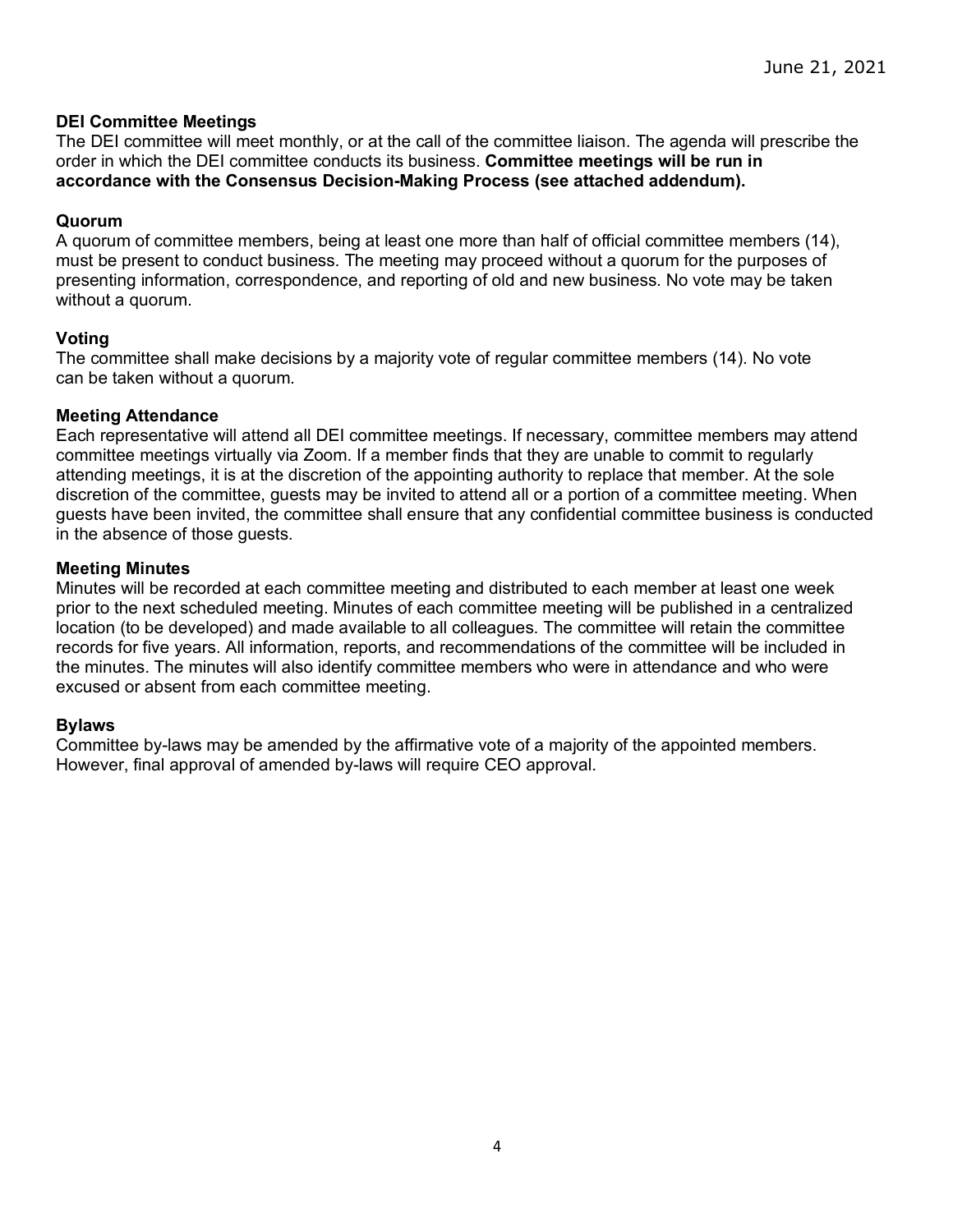June 21, 2021

**DEI Committee Meetings**
The DEI committee will meet monthly, or at the call of the committee liaison. The agenda will prescribe the order in which the DEI committee conducts its business. **Committee meetings will be run in accordance with the Consensus Decision-Making Process (see attached addendum).**

**Quorum**
A quorum of committee members, being at least one more than half of official committee members (14), must be present to conduct business. The meeting may proceed without a quorum for the purposes of presenting information, correspondence, and reporting of old and new business. No vote may be taken without a quorum.

**Voting**
The committee shall make decisions by a majority vote of regular committee members (14). No vote can be taken without a quorum.

**Meeting Attendance**
Each representative will attend all DEI committee meetings. If necessary, committee members may attend committee meetings virtually via Zoom. If a member finds that they are unable to commit to regularly attending meetings, it is at the discretion of the appointing authority to replace that member. At the sole discretion of the committee, guests may be invited to attend all or a portion of a committee meeting. When guests have been invited, the committee shall ensure that any confidential committee business is conducted in the absence of those guests.

**Meeting Minutes**
Minutes will be recorded at each committee meeting and distributed to each member at least one week prior to the next scheduled meeting. Minutes of each committee meeting will be published in a centralized location (to be developed) and made available to all colleagues. The committee will retain the committee records for five years. All information, reports, and recommendations of the committee will be included in the minutes. The minutes will also identify committee members who were in attendance and who were excused or absent from each committee meeting.

**Bylaws**
Committee by-laws may be amended by the affirmative vote of a majority of the appointed members. However, final approval of amended by-laws will require CEO approval.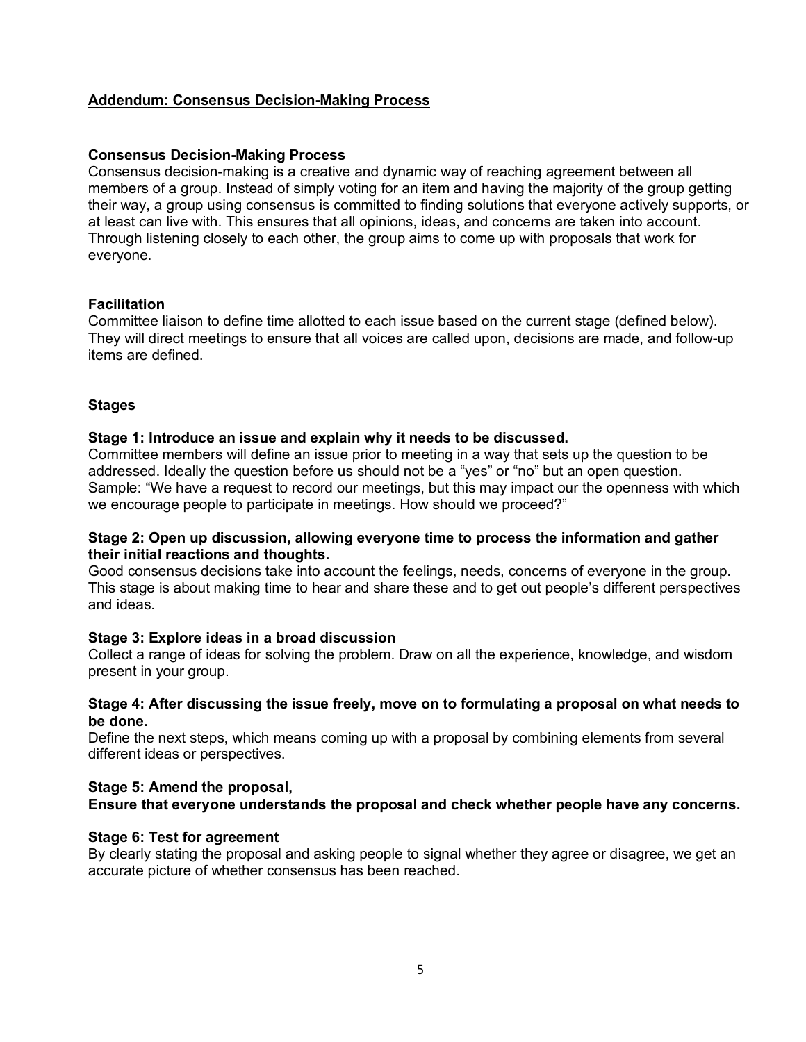## <u>Addendum: Consensus Decision-Making Process</u>

### Consensus Decision-Making Process

Consensus decision-making is a creative and dynamic way of reaching agreement between all members of a group. Instead of simply voting for an item and having the majority of the group getting their way, a group using consensus is committed to finding solutions that everyone actively supports, or at least can live with. This ensures that all opinions, ideas, and concerns are taken into account. Through listening closely to each other, the group aims to come up with proposals that work for everyone.

### Facilitation

Committee liaison to define time allotted to each issue based on the current stage (defined below). They will direct meetings to ensure that all voices are called upon, decisions are made, and follow-up items are defined.

### Stages

**Stage 1: Introduce an issue and explain why it needs to be discussed.**

Committee members will define an issue prior to meeting in a way that sets up the question to be addressed. Ideally the question before us should not be a "yes" or "no" but an open question. Sample: "We have a request to record our meetings, but this may impact our the openness with which we encourage people to participate in meetings. How should we proceed?"

**Stage 2: Open up discussion, allowing everyone time to process the information and gather their initial reactions and thoughts.**

Good consensus decisions take into account the feelings, needs, concerns of everyone in the group. This stage is about making time to hear and share these and to get out people's different perspectives and ideas.

**Stage 3: Explore ideas in a broad discussion**

Collect a range of ideas for solving the problem. Draw on all the experience, knowledge, and wisdom present in your group.

**Stage 4: After discussing the issue freely, move on to formulating a proposal on what needs to be done.**

Define the next steps, which means coming up with a proposal by combining elements from several different ideas or perspectives.

**Stage 5: Amend the proposal,**
**Ensure that everyone understands the proposal and check whether people have any concerns.**

**Stage 6: Test for agreement**

By clearly stating the proposal and asking people to signal whether they agree or disagree, we get an accurate picture of whether consensus has been reached.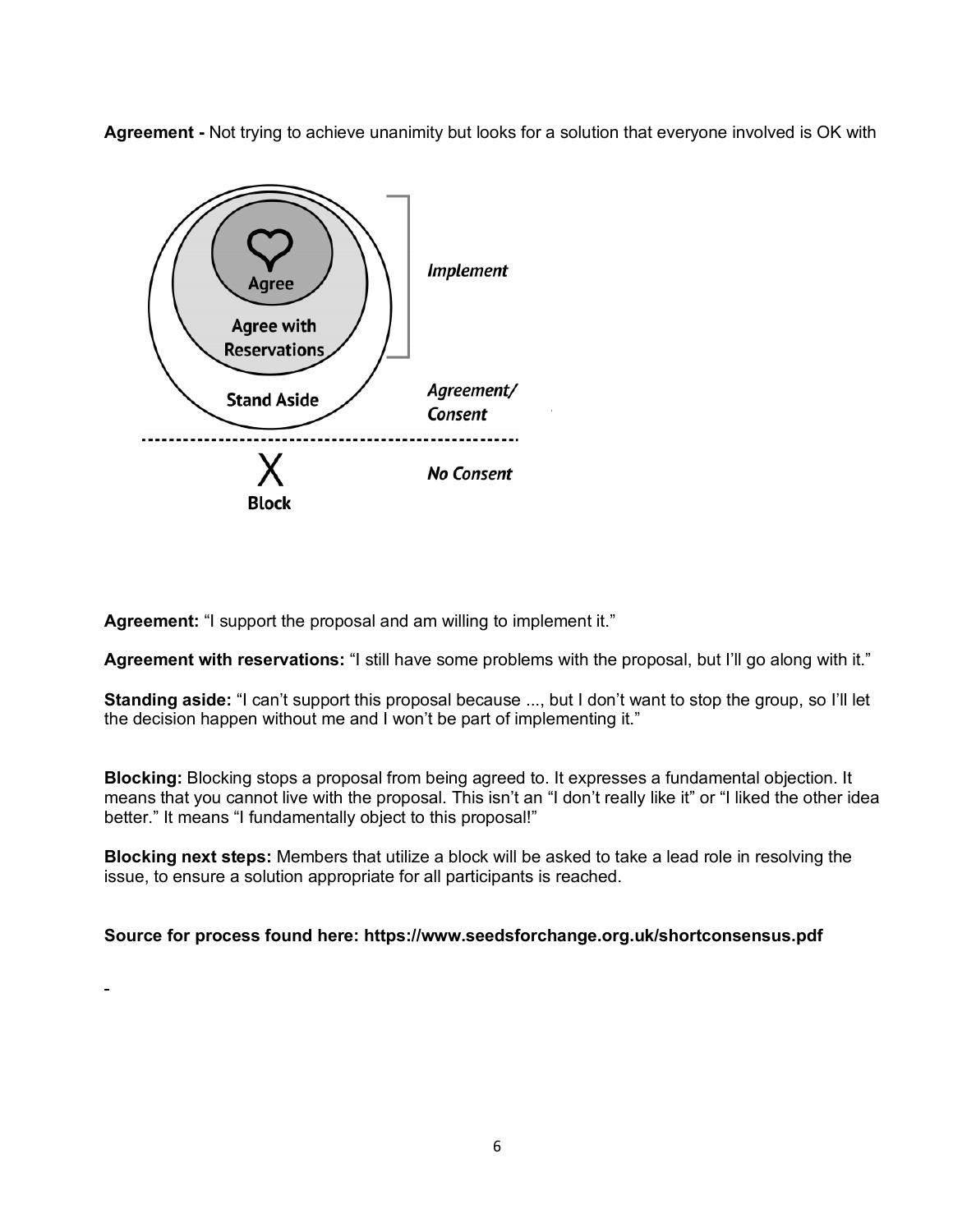**Agreement -** Not trying to achieve unanimity but looks for a solution that everyone involved is OK with

Agree

Agree with Reservations

Stand Aside

Block

*Implement*

*Agreement/ Consent*

*No Consent*

**Agreement:** "I support the proposal and am willing to implement it."

**Agreement with reservations:** "I still have some problems with the proposal, but I'll go along with it."

**Standing aside:** "I can't support this proposal because ..., but I don't want to stop the group, so I'll let the decision happen without me and I won't be part of implementing it."

**Blocking:** Blocking stops a proposal from being agreed to. It expresses a fundamental objection. It means that you cannot live with the proposal. This isn't an "I don't really like it" or "I liked the other idea better." It means "I fundamentally object to this proposal!"

**Blocking next steps:** Members that utilize a block will be asked to take a lead role in resolving the issue, to ensure a solution appropriate for all participants is reached.

**Source for process found here: https://www.seedsforchange.org.uk/shortconsensus.pdf**